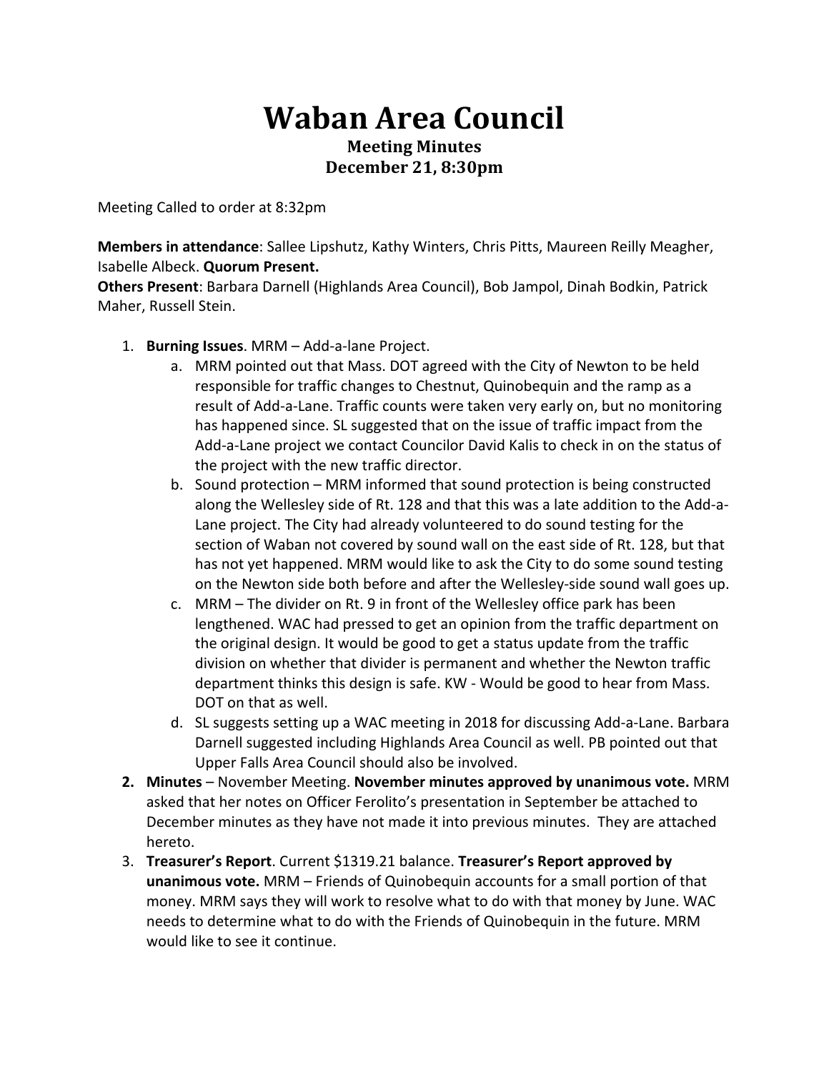# Waban Area Council

**Meeting Minutes**
**December 21, 8:30pm**

Meeting Called to order at 8:32pm

**Members in attendance**: Sallee Lipshutz, Kathy Winters, Chris Pitts, Maureen Reilly Meagher, Isabelle Albeck. **Quorum Present.**
**Others Present**: Barbara Darnell (Highlands Area Council), Bob Jampol, Dinah Bodkin, Patrick Maher, Russell Stein.

1. **Burning Issues**. MRM – Add-a-lane Project.
   a. MRM pointed out that Mass. DOT agreed with the City of Newton to be held responsible for traffic changes to Chestnut, Quinobequin and the ramp as a result of Add-a-Lane. Traffic counts were taken very early on, but no monitoring has happened since. SL suggested that on the issue of traffic impact from the Add-a-Lane project we contact Councilor David Kalis to check in on the status of the project with the new traffic director.
   b. Sound protection – MRM informed that sound protection is being constructed along the Wellesley side of Rt. 128 and that this was a late addition to the Add-a-Lane project. The City had already volunteered to do sound testing for the section of Waban not covered by sound wall on the east side of Rt. 128, but that has not yet happened. MRM would like to ask the City to do some sound testing on the Newton side both before and after the Wellesley-side sound wall goes up.
   c. MRM – The divider on Rt. 9 in front of the Wellesley office park has been lengthened. WAC had pressed to get an opinion from the traffic department on the original design. It would be good to get a status update from the traffic division on whether that divider is permanent and whether the Newton traffic department thinks this design is safe. KW - Would be good to hear from Mass. DOT on that as well.
   d. SL suggests setting up a WAC meeting in 2018 for discussing Add-a-Lane. Barbara Darnell suggested including Highlands Area Council as well. PB pointed out that Upper Falls Area Council should also be involved.
2. **Minutes** – November Meeting. **November minutes approved by unanimous vote.** MRM asked that her notes on Officer Ferolito's presentation in September be attached to December minutes as they have not made it into previous minutes. They are attached hereto.
3. **Treasurer's Report**. Current $1319.21 balance. **Treasurer's Report approved by unanimous vote.** MRM – Friends of Quinobequin accounts for a small portion of that money. MRM says they will work to resolve what to do with that money by June. WAC needs to determine what to do with the Friends of Quinobequin in the future. MRM would like to see it continue.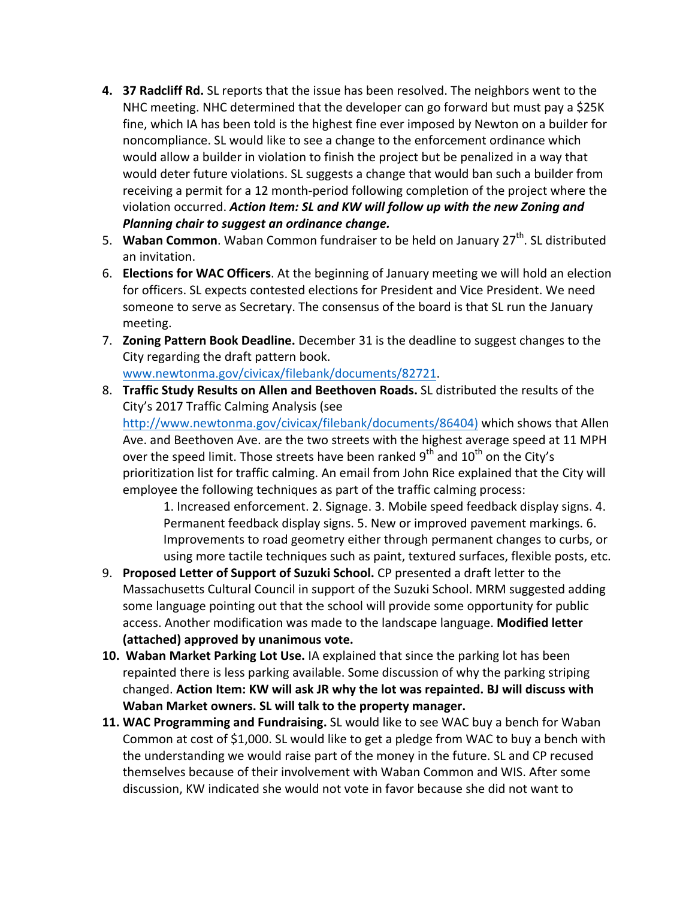4. **37 Radcliff Rd.** SL reports that the issue has been resolved. The neighbors went to the NHC meeting. NHC determined that the developer can go forward but must pay a $25K fine, which IA has been told is the highest fine ever imposed by Newton on a builder for noncompliance. SL would like to see a change to the enforcement ordinance which would allow a builder in violation to finish the project but be penalized in a way that would deter future violations. SL suggests a change that would ban such a builder from receiving a permit for a 12 month-period following completion of the project where the violation occurred. ***Action Item: SL and KW will follow up with the new Zoning and Planning chair to suggest an ordinance change.***
5. **Waban Common**. Waban Common fundraiser to be held on January 27th. SL distributed an invitation.
6. **Elections for WAC Officers**. At the beginning of January meeting we will hold an election for officers. SL expects contested elections for President and Vice President. We need someone to serve as Secretary. The consensus of the board is that SL run the January meeting.
7. **Zoning Pattern Book Deadline.** December 31 is the deadline to suggest changes to the City regarding the draft pattern book. www.newtonma.gov/civicax/filebank/documents/82721.
8. **Traffic Study Results on Allen and Beethoven Roads.** SL distributed the results of the City's 2017 Traffic Calming Analysis (see http://www.newtonma.gov/civicax/filebank/documents/86404) which shows that Allen Ave. and Beethoven Ave. are the two streets with the highest average speed at 11 MPH over the speed limit. Those streets have been ranked 9th and 10th on the City's prioritization list for traffic calming. An email from John Rice explained that the City will employee the following techniques as part of the traffic calming process:

   1. Increased enforcement. 2. Signage. 3. Mobile speed feedback display signs. 4. Permanent feedback display signs. 5. New or improved pavement markings. 6. Improvements to road geometry either through permanent changes to curbs, or using more tactile techniques such as paint, textured surfaces, flexible posts, etc.
9. **Proposed Letter of Support of Suzuki School.** CP presented a draft letter to the Massachusetts Cultural Council in support of the Suzuki School. MRM suggested adding some language pointing out that the school will provide some opportunity for public access. Another modification was made to the landscape language. **Modified letter (attached) approved by unanimous vote.**
10. **Waban Market Parking Lot Use.** IA explained that since the parking lot has been repainted there is less parking available. Some discussion of why the parking striping changed. **Action Item: KW will ask JR why the lot was repainted. BJ will discuss with Waban Market owners. SL will talk to the property manager.**
11. **WAC Programming and Fundraising.** SL would like to see WAC buy a bench for Waban Common at cost of $1,000. SL would like to get a pledge from WAC to buy a bench with the understanding we would raise part of the money in the future. SL and CP recused themselves because of their involvement with Waban Common and WIS. After some discussion, KW indicated she would not vote in favor because she did not want to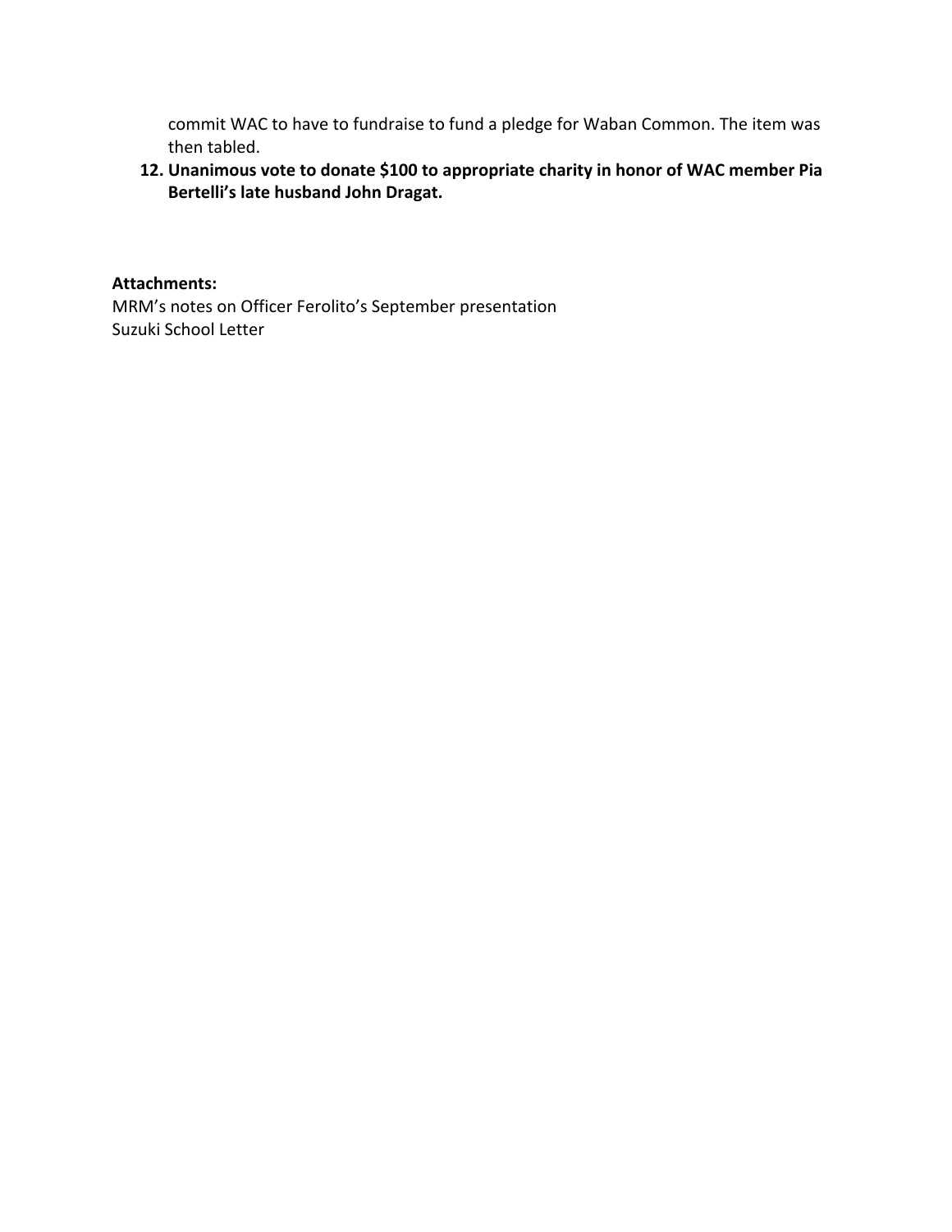commit WAC to have to fundraise to fund a pledge for Waban Common. The item was then tabled.

12. **Unanimous vote to donate $100 to appropriate charity in honor of WAC member Pia Bertelli's late husband John Dragat.**

**Attachments:**
MRM's notes on Officer Ferolito's September presentation
Suzuki School Letter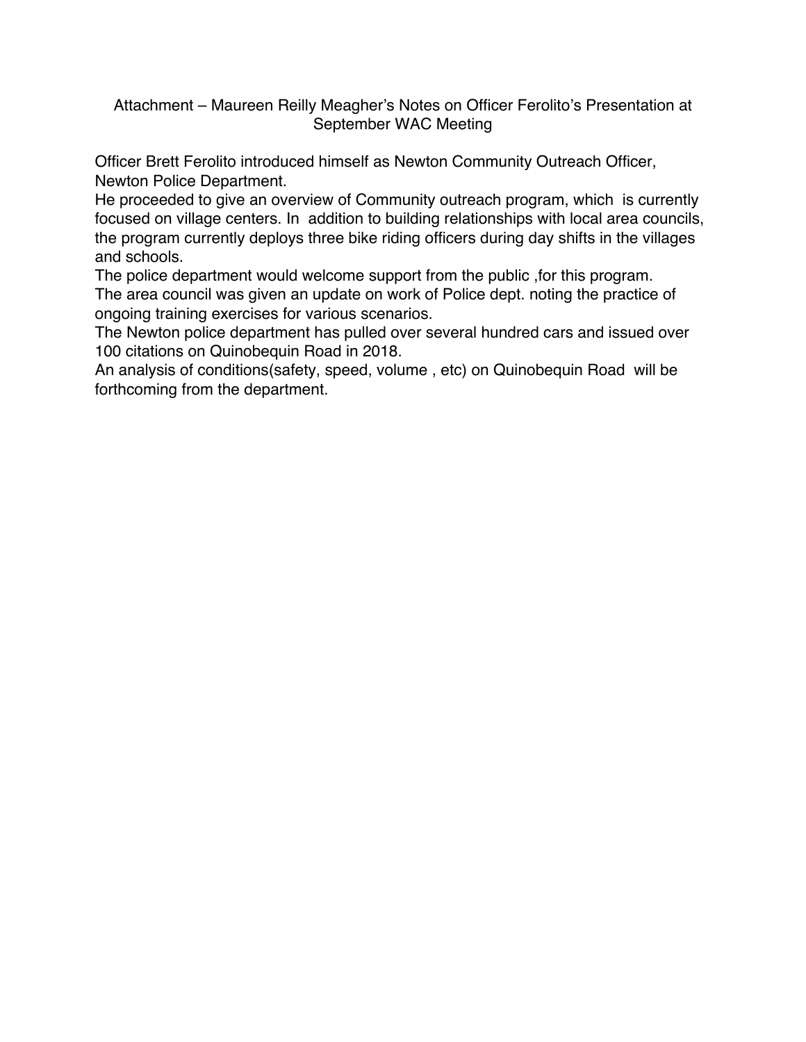Attachment – Maureen Reilly Meagher's Notes on Officer Ferolito's Presentation at September WAC Meeting

Officer Brett Ferolito introduced himself as Newton Community Outreach Officer, Newton Police Department.

He proceeded to give an overview of Community outreach program, which is currently focused on village centers. In addition to building relationships with local area councils, the program currently deploys three bike riding officers during day shifts in the villages and schools.

The police department would welcome support from the public ,for this program.

The area council was given an update on work of Police dept. noting the practice of ongoing training exercises for various scenarios.

The Newton police department has pulled over several hundred cars and issued over 100 citations on Quinobequin Road in 2018.

An analysis of conditions(safety, speed, volume , etc) on Quinobequin Road will be forthcoming from the department.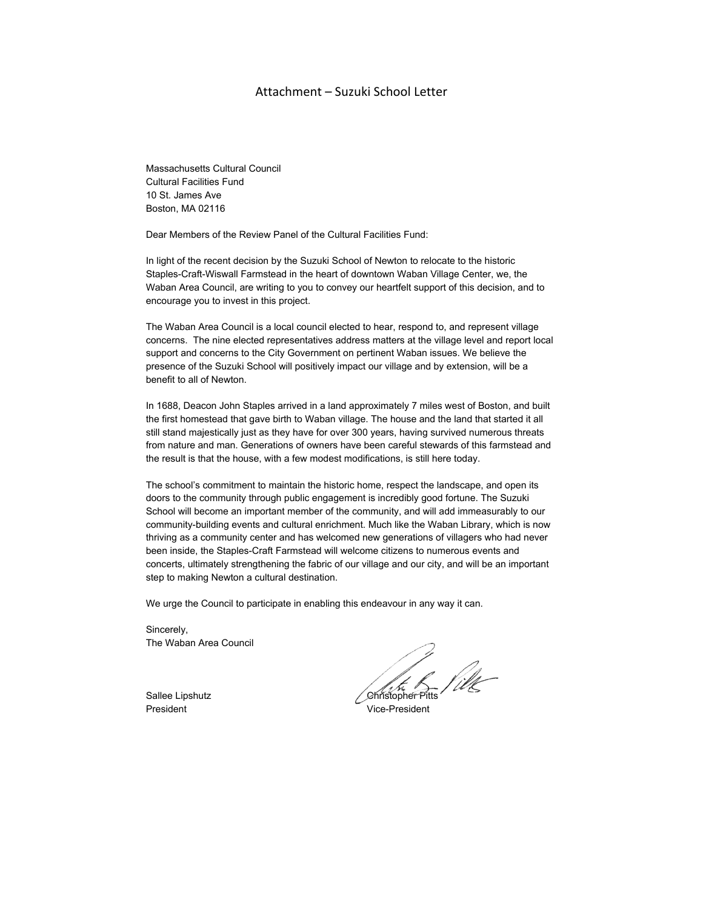# Attachment – Suzuki School Letter

Massachusetts Cultural Council
Cultural Facilities Fund
10 St. James Ave
Boston, MA 02116

Dear Members of the Review Panel of the Cultural Facilities Fund:

In light of the recent decision by the Suzuki School of Newton to relocate to the historic Staples-Craft-Wiswall Farmstead in the heart of downtown Waban Village Center, we, the Waban Area Council, are writing to you to convey our heartfelt support of this decision, and to encourage you to invest in this project.

The Waban Area Council is a local council elected to hear, respond to, and represent village concerns. The nine elected representatives address matters at the village level and report local support and concerns to the City Government on pertinent Waban issues. We believe the presence of the Suzuki School will positively impact our village and by extension, will be a benefit to all of Newton.

In 1688, Deacon John Staples arrived in a land approximately 7 miles west of Boston, and built the first homestead that gave birth to Waban village. The house and the land that started it all still stand majestically just as they have for over 300 years, having survived numerous threats from nature and man. Generations of owners have been careful stewards of this farmstead and the result is that the house, with a few modest modifications, is still here today.

The school's commitment to maintain the historic home, respect the landscape, and open its doors to the community through public engagement is incredibly good fortune. The Suzuki School will become an important member of the community, and will add immeasurably to our community-building events and cultural enrichment. Much like the Waban Library, which is now thriving as a community center and has welcomed new generations of villagers who had never been inside, the Staples-Craft Farmstead will welcome citizens to numerous events and concerts, ultimately strengthening the fabric of our village and our city, and will be an important step to making Newton a cultural destination.

We urge the Council to participate in enabling this endeavour in any way it can.

Sincerely,
The Waban Area Council

Sallee Lipshutz
President

Christopher Pitts
Vice-President